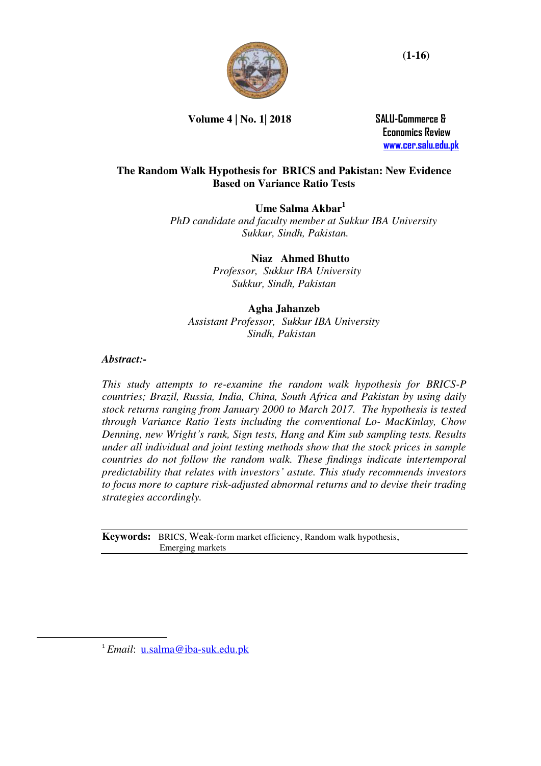# The Random Walk Hypothesis for BRICS and Pakistan: New Evidence Based on Variance Ratio Tests

**Ume Salma Akbar**[1]
*PhD candidate and faculty member at Sukkur IBA University*
*Sukkur, Sindh, Pakistan.*

**Niaz Ahmed Bhutto**
*Professor, Sukkur IBA University*
*Sukkur, Sindh, Pakistan*

**Agha Jahanzeb**
*Assistant Professor, Sukkur IBA University*
*Sindh, Pakistan*

***Abstract:-***

*This study attempts to re-examine the random walk hypothesis for BRICS-P countries; Brazil, Russia, India, China, South Africa and Pakistan by using daily stock returns ranging from January 2000 to March 2017. The hypothesis is tested through Variance Ratio Tests including the conventional Lo- MacKinlay, Chow Denning, new Wright's rank, Sign tests, Hang and Kim sub sampling tests. Results under all individual and joint testing methods show that the stock prices in sample countries do not follow the random walk. These findings indicate intertemporal predictability that relates with investors' astute. This study recommends investors to focus more to capture risk-adjusted abnormal returns and to devise their trading strategies accordingly.*

**Keywords:** BRICS, Weak-form market efficiency, Random walk hypothesis, Emerging markets

[1] *Email*: u.salma@iba-suk.edu.pk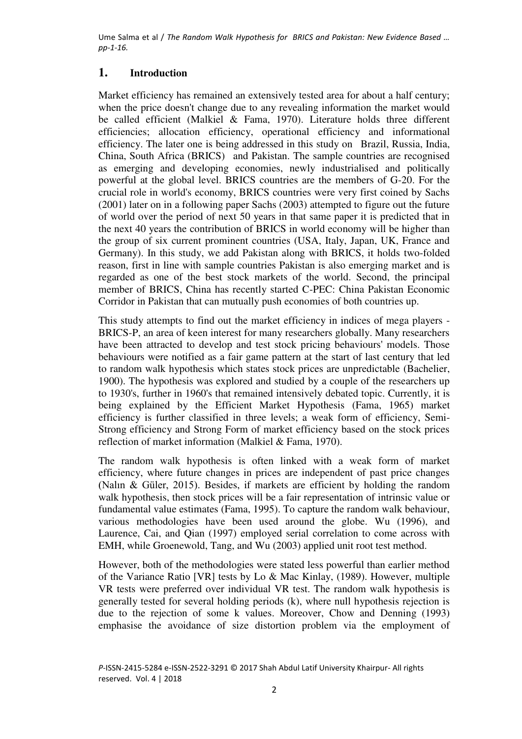## 1. Introduction

Market efficiency has remained an extensively tested area for about a half century; when the price doesn't change due to any revealing information the market would be called efficient (Malkiel & Fama, 1970). Literature holds three different efficiencies; allocation efficiency, operational efficiency and informational efficiency. The later one is being addressed in this study on Brazil, Russia, India, China, South Africa (BRICS) and Pakistan. The sample countries are recognised as emerging and developing economies, newly industrialised and politically powerful at the global level. BRICS countries are the members of G-20. For the crucial role in world's economy, BRICS countries were very first coined by Sachs (2001) later on in a following paper Sachs (2003) attempted to figure out the future of world over the period of next 50 years in that same paper it is predicted that in the next 40 years the contribution of BRICS in world economy will be higher than the group of six current prominent countries (USA, Italy, Japan, UK, France and Germany). In this study, we add Pakistan along with BRICS, it holds two-folded reason, first in line with sample countries Pakistan is also emerging market and is regarded as one of the best stock markets of the world. Second, the principal member of BRICS, China has recently started C-PEC: China Pakistan Economic Corridor in Pakistan that can mutually push economies of both countries up.

This study attempts to find out the market efficiency in indices of mega players - BRICS-P, an area of keen interest for many researchers globally. Many researchers have been attracted to develop and test stock pricing behaviours' models. Those behaviours were notified as a fair game pattern at the start of last century that led to random walk hypothesis which states stock prices are unpredictable (Bachelier, 1900). The hypothesis was explored and studied by a couple of the researchers up to 1930's, further in 1960's that remained intensively debated topic. Currently, it is being explained by the Efficient Market Hypothesis (Fama, 1965) market efficiency is further classified in three levels; a weak form of efficiency, Semi-Strong efficiency and Strong Form of market efficiency based on the stock prices reflection of market information (Malkiel & Fama, 1970).

The random walk hypothesis is often linked with a weak form of market efficiency, where future changes in prices are independent of past price changes (Nalın & Güler, 2015). Besides, if markets are efficient by holding the random walk hypothesis, then stock prices will be a fair representation of intrinsic value or fundamental value estimates (Fama, 1995). To capture the random walk behaviour, various methodologies have been used around the globe. Wu (1996), and Laurence, Cai, and Qian (1997) employed serial correlation to come across with EMH, while Groenewold, Tang, and Wu (2003) applied unit root test method.

However, both of the methodologies were stated less powerful than earlier method of the Variance Ratio [VR] tests by Lo & Mac Kinlay, (1989). However, multiple VR tests were preferred over individual VR test. The random walk hypothesis is generally tested for several holding periods (k), where null hypothesis rejection is due to the rejection of some k values. Moreover, Chow and Denning (1993) emphasise the avoidance of size distortion problem via the employment of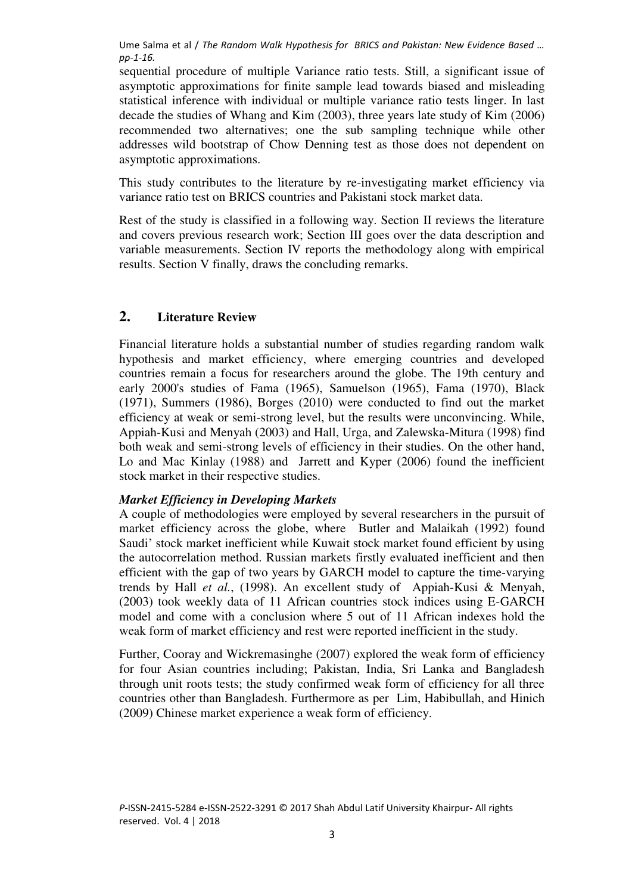sequential procedure of multiple Variance ratio tests. Still, a significant issue of asymptotic approximations for finite sample lead towards biased and misleading statistical inference with individual or multiple variance ratio tests linger. In last decade the studies of Whang and Kim (2003), three years late study of Kim (2006) recommended two alternatives; one the sub sampling technique while other addresses wild bootstrap of Chow Denning test as those does not dependent on asymptotic approximations.

This study contributes to the literature by re-investigating market efficiency via variance ratio test on BRICS countries and Pakistani stock market data.

Rest of the study is classified in a following way. Section II reviews the literature and covers previous research work; Section III goes over the data description and variable measurements. Section IV reports the methodology along with empirical results. Section V finally, draws the concluding remarks.

## 2. Literature Review

Financial literature holds a substantial number of studies regarding random walk hypothesis and market efficiency, where emerging countries and developed countries remain a focus for researchers around the globe. The 19th century and early 2000's studies of Fama (1965), Samuelson (1965), Fama (1970), Black (1971), Summers (1986), Borges (2010) were conducted to find out the market efficiency at weak or semi-strong level, but the results were unconvincing. While, Appiah-Kusi and Menyah (2003) and Hall, Urga, and Zalewska-Mitura (1998) find both weak and semi-strong levels of efficiency in their studies. On the other hand, Lo and Mac Kinlay (1988) and Jarrett and Kyper (2006) found the inefficient stock market in their respective studies.

### *Market Efficiency in Developing Markets*

A couple of methodologies were employed by several researchers in the pursuit of market efficiency across the globe, where Butler and Malaikah (1992) found Saudi' stock market inefficient while Kuwait stock market found efficient by using the autocorrelation method. Russian markets firstly evaluated inefficient and then efficient with the gap of two years by GARCH model to capture the time-varying trends by Hall *et al.*, (1998). An excellent study of Appiah-Kusi & Menyah, (2003) took weekly data of 11 African countries stock indices using E-GARCH model and come with a conclusion where 5 out of 11 African indexes hold the weak form of market efficiency and rest were reported inefficient in the study.

Further, Cooray and Wickremasinghe (2007) explored the weak form of efficiency for four Asian countries including; Pakistan, India, Sri Lanka and Bangladesh through unit roots tests; the study confirmed weak form of efficiency for all three countries other than Bangladesh. Furthermore as per Lim, Habibullah, and Hinich (2009) Chinese market experience a weak form of efficiency.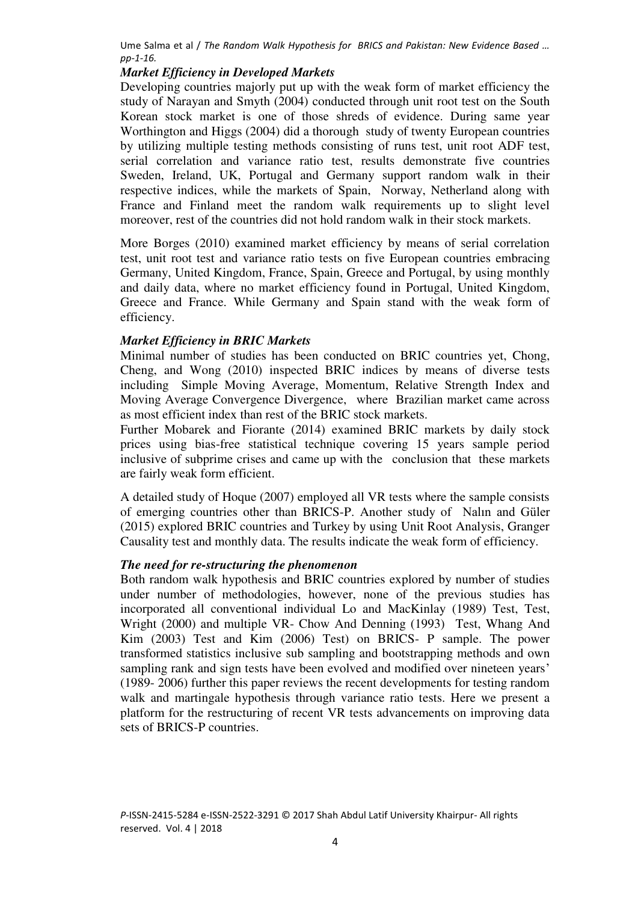### *Market Efficiency in Developed Markets*

Developing countries majorly put up with the weak form of market efficiency the study of Narayan and Smyth (2004) conducted through unit root test on the South Korean stock market is one of those shreds of evidence. During same year Worthington and Higgs (2004) did a thorough study of twenty European countries by utilizing multiple testing methods consisting of runs test, unit root ADF test, serial correlation and variance ratio test, results demonstrate five countries Sweden, Ireland, UK, Portugal and Germany support random walk in their respective indices, while the markets of Spain, Norway, Netherland along with France and Finland meet the random walk requirements up to slight level moreover, rest of the countries did not hold random walk in their stock markets.

More Borges (2010) examined market efficiency by means of serial correlation test, unit root test and variance ratio tests on five European countries embracing Germany, United Kingdom, France, Spain, Greece and Portugal, by using monthly and daily data, where no market efficiency found in Portugal, United Kingdom, Greece and France. While Germany and Spain stand with the weak form of efficiency.

### *Market Efficiency in BRIC Markets*

Minimal number of studies has been conducted on BRIC countries yet, Chong, Cheng, and Wong (2010) inspected BRIC indices by means of diverse tests including Simple Moving Average, Momentum, Relative Strength Index and Moving Average Convergence Divergence, where Brazilian market came across as most efficient index than rest of the BRIC stock markets.

Further Mobarek and Fiorante (2014) examined BRIC markets by daily stock prices using bias-free statistical technique covering 15 years sample period inclusive of subprime crises and came up with the conclusion that these markets are fairly weak form efficient.

A detailed study of Hoque (2007) employed all VR tests where the sample consists of emerging countries other than BRICS-P. Another study of Nalın and Güler (2015) explored BRIC countries and Turkey by using Unit Root Analysis, Granger Causality test and monthly data. The results indicate the weak form of efficiency.

### *The need for re-structuring the phenomenon*

Both random walk hypothesis and BRIC countries explored by number of studies under number of methodologies, however, none of the previous studies has incorporated all conventional individual Lo and MacKinlay (1989) Test, Test, Wright (2000) and multiple VR- Chow And Denning (1993) Test, Whang And Kim (2003) Test and Kim (2006) Test) on BRICS- P sample. The power transformed statistics inclusive sub sampling and bootstrapping methods and own sampling rank and sign tests have been evolved and modified over nineteen years' (1989- 2006) further this paper reviews the recent developments for testing random walk and martingale hypothesis through variance ratio tests. Here we present a platform for the restructuring of recent VR tests advancements on improving data sets of BRICS-P countries.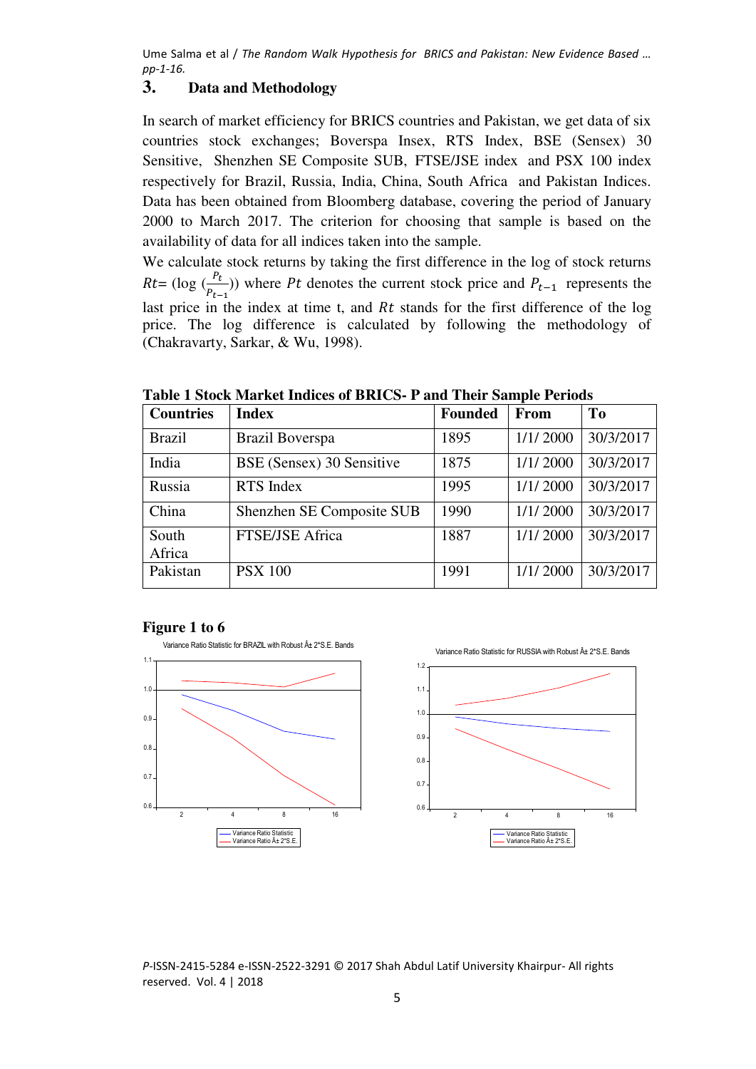## 3. Data and Methodology

In search of market efficiency for BRICS countries and Pakistan, we get data of six countries stock exchanges; Boverspa Insex, RTS Index, BSE (Sensex) 30 Sensitive, Shenzhen SE Composite SUB, FTSE/JSE index and PSX 100 index respectively for Brazil, Russia, India, China, South Africa and Pakistan Indices. Data has been obtained from Bloomberg database, covering the period of January 2000 to March 2017. The criterion for choosing that sample is based on the availability of data for all indices taken into the sample.

We calculate stock returns by taking the first difference in the log of stock returns $Rt$= (log $(\frac{P_t}{P_{t-1}})$) where $Pt$ denotes the current stock price and $P_{t-1}$ represents the last price in the index at time t, and $Rt$ stands for the first difference of the log price. The log difference is calculated by following the methodology of (Chakravarty, Sarkar, & Wu, 1998).

**Table 1 Stock Market Indices of BRICS- P and Their Sample Periods**

| Countries | Index | Founded | From | To |
|---|---|---|---|---|
| Brazil | Brazil Boverspa | 1895 | 1/1/ 2000 | 30/3/2017 |
| India | BSE (Sensex) 30 Sensitive | 1875 | 1/1/ 2000 | 30/3/2017 |
| Russia | RTS Index | 1995 | 1/1/ 2000 | 30/3/2017 |
| China | Shenzhen SE Composite SUB | 1990 | 1/1/ 2000 | 30/3/2017 |
| South Africa | FTSE/JSE Africa | 1887 | 1/1/ 2000 | 30/3/2017 |
| Pakistan | PSX 100 | 1991 | 1/1/ 2000 | 30/3/2017 |

**Figure 1 to 6**

Variance Ratio Statistic for BRAZIL with Robust Â± 2*S.E. Bands

Variance Ratio Statistic for RUSSIA with Robust Â± 2*S.E. Bands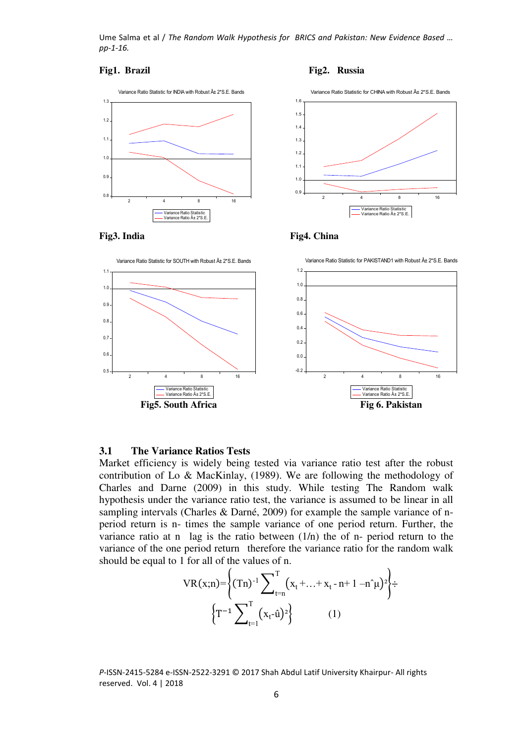**Fig1. Brazil** **Fig2. Russia**

**Fig3. India** **Fig4. China**

**Fig5. South Africa** **Fig 6. Pakistan**

### 3.1 The Variance Ratios Tests

Market efficiency is widely being tested via variance ratio test after the robust contribution of Lo & MacKinlay, (1989). We are following the methodology of Charles and Darne (2009) in this study. While testing The Random walk hypothesis under the variance ratio test, the variance is assumed to be linear in all sampling intervals (Charles & Darné, 2009) for example the sample variance of n-period return is n- times the sample variance of one period return. Further, the variance ratio at n lag is the ratio between (1/n) the of n- period return to the variance of the one period return therefore the variance ratio for the random walk should be equal to 1 for all of the values of n.

$$VR(x;n)=\left\{(Tn)^{-1}\sum_{t=n}^{T}\left(x_t+\ldots+x_{t-n+1}-n\hat{\mu}\right)^2\right\}\div \left\{T^{-1}\sum_{t=1}^{T}\left(x_t-\hat{u}\right)^2\right\} \qquad (1)$$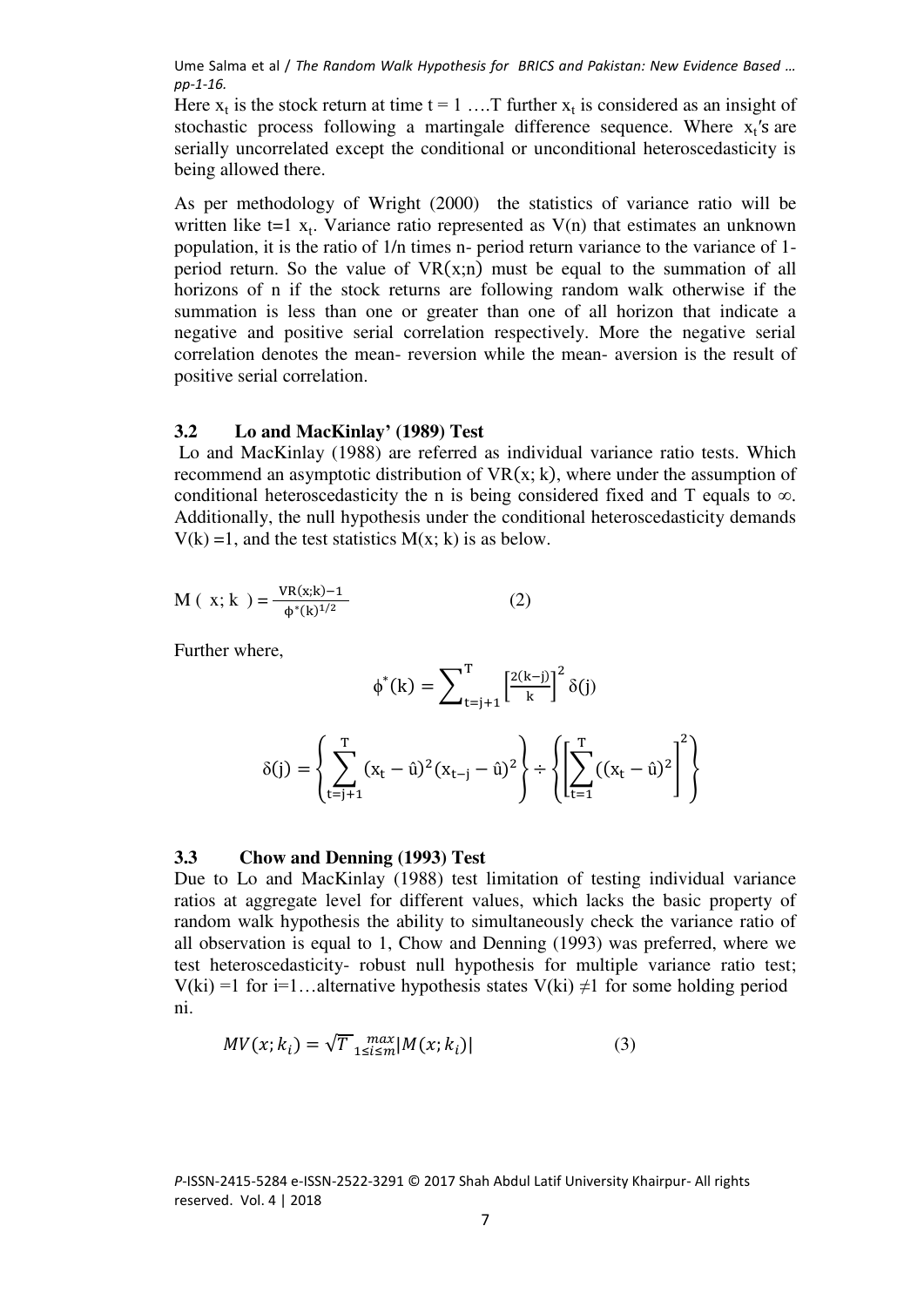Here $x_t$ is the stock return at time $t = 1 \ldots.T$ further $x_t$ is considered as an insight of stochastic process following a martingale difference sequence. Where $x_t$'s are serially uncorrelated except the conditional or unconditional heteroscedasticity is being allowed there.

As per methodology of Wright (2000) the statistics of variance ratio will be written like t=1 $x_t$. Variance ratio represented as V(n) that estimates an unknown population, it is the ratio of 1/n times n- period return variance to the variance of 1-period return. So the value of VR(x;n) must be equal to the summation of all horizons of n if the stock returns are following random walk otherwise if the summation is less than one or greater than one of all horizon that indicate a negative and positive serial correlation respectively. More the negative serial correlation denotes the mean- reversion while the mean- aversion is the result of positive serial correlation.

### 3.2 Lo and MacKinlay' (1989) Test

Lo and MacKinlay (1988) are referred as individual variance ratio tests. Which recommend an asymptotic distribution of VR(x; k), where under the assumption of conditional heteroscedasticity the n is being considered fixed and T equals to ∞. Additionally, the null hypothesis under the conditional heteroscedasticity demands V(k) =1, and the test statistics M(x; k) is as below.

$$M(x; k) = \frac{VR(x;k) - 1}{\phi^*(k)^{1/2}} \quad (2)$$

Further where,

$$\phi^*(k) = \sum_{t=j+1}^{T} \left[\frac{2(k-j)}{k}\right]^2 \delta(j)$$

$$\delta(j) = \left\{ \sum_{t=j+1}^{T} (x_t - \hat{u})^2 (x_{t-j} - \hat{u})^2 \right\} \div \left\{ \left[ \sum_{t=1}^{T} ((x_t - \hat{u})^2 \right]^2 \right\}$$

### 3.3 Chow and Denning (1993) Test

Due to Lo and MacKinlay (1988) test limitation of testing individual variance ratios at aggregate level for different values, which lacks the basic property of random walk hypothesis the ability to simultaneously check the variance ratio of all observation is equal to 1, Chow and Denning (1993) was preferred, where we test heteroscedasticity- robust null hypothesis for multiple variance ratio test; V(ki) =1 for i=1…alternative hypothesis states V(ki) ≠1 for some holding period ni.

$$MV(x; k_i) = \sqrt{T} \max_{1 \le i \le m} |M(x; k_i)| \quad (3)$$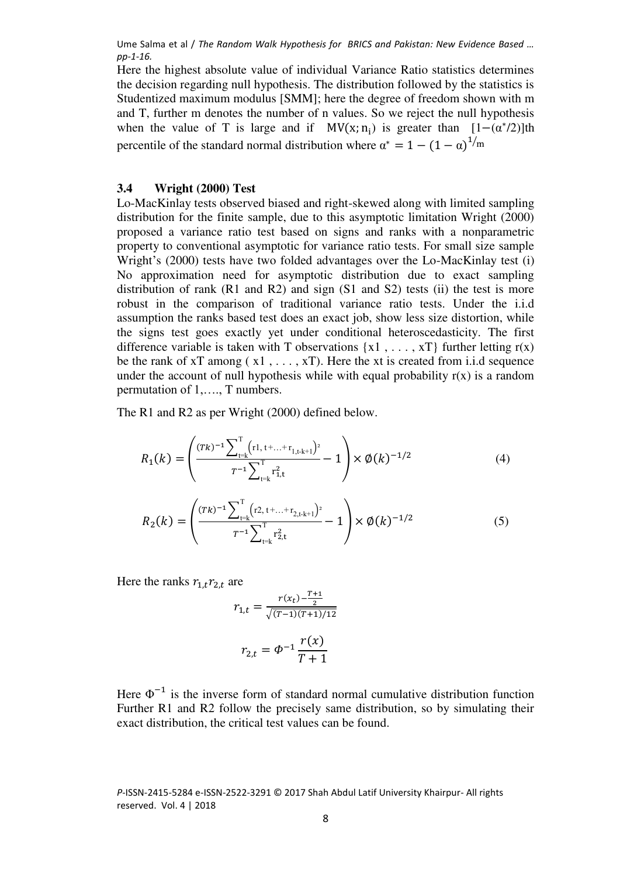Here the highest absolute value of individual Variance Ratio statistics determines the decision regarding null hypothesis. The distribution followed by the statistics is Studentized maximum modulus [SMM]; here the degree of freedom shown with m and T, further m denotes the number of n values. So we reject the null hypothesis when the value of T is large and if $MV(x; n_i)$ is greater than $[1-(\alpha^*/2)]$th percentile of the standard normal distribution where $\alpha^* = 1 - (1-\alpha)^{1/m}$

### 3.4 Wright (2000) Test

Lo-MacKinlay tests observed biased and right-skewed along with limited sampling distribution for the finite sample, due to this asymptotic limitation Wright (2000) proposed a variance ratio test based on signs and ranks with a nonparametric property to conventional asymptotic for variance ratio tests. For small size sample Wright's (2000) tests have two folded advantages over the Lo-MacKinlay test (i) No approximation need for asymptotic distribution due to exact sampling distribution of rank (R1 and R2) and sign (S1 and S2) tests (ii) the test is more robust in the comparison of traditional variance ratio tests. Under the i.i.d assumption the ranks based test does an exact job, show less size distortion, while the signs test goes exactly yet under conditional heteroscedasticity. The first difference variable is taken with T observations {x1 , . . . , xT} further letting r(x) be the rank of xT among ( x1 , . . . , xT). Here the xt is created from i.i.d sequence under the account of null hypothesis while with equal probability r(x) is a random permutation of 1,…., T numbers.

The R1 and R2 as per Wright (2000) defined below.

$$R_1(k) = \left( \frac{(Tk)^{-1} \sum_{t=k}^{T} \left( r1,t + \ldots + r_{1,t-k+1} \right)^2}{T^{-1} \sum_{t=k}^{T} r_{1,t}^2} - 1 \right) \times \emptyset(k)^{-1/2} \tag{4}$$

$$R_2(k) = \left( \frac{(Tk)^{-1} \sum_{t=k}^{T} \left( r2,t + \ldots + r_{2,t-k+1} \right)^2}{T^{-1} \sum_{t=k}^{T} r_{2,t}^2} - 1 \right) \times \emptyset(k)^{-1/2} \tag{5}$$

Here the ranks $r_{1,t} r_{2,t}$ are

$$r_{1,t} = \frac{r(x_t) - \frac{T+1}{2}}{\sqrt{(T-1)(T+1)/12}}$$

$$r_{2,t} = \Phi^{-1} \frac{r(x)}{T+1}$$

Here $\Phi^{-1}$ is the inverse form of standard normal cumulative distribution function Further R1 and R2 follow the precisely same distribution, so by simulating their exact distribution, the critical test values can be found.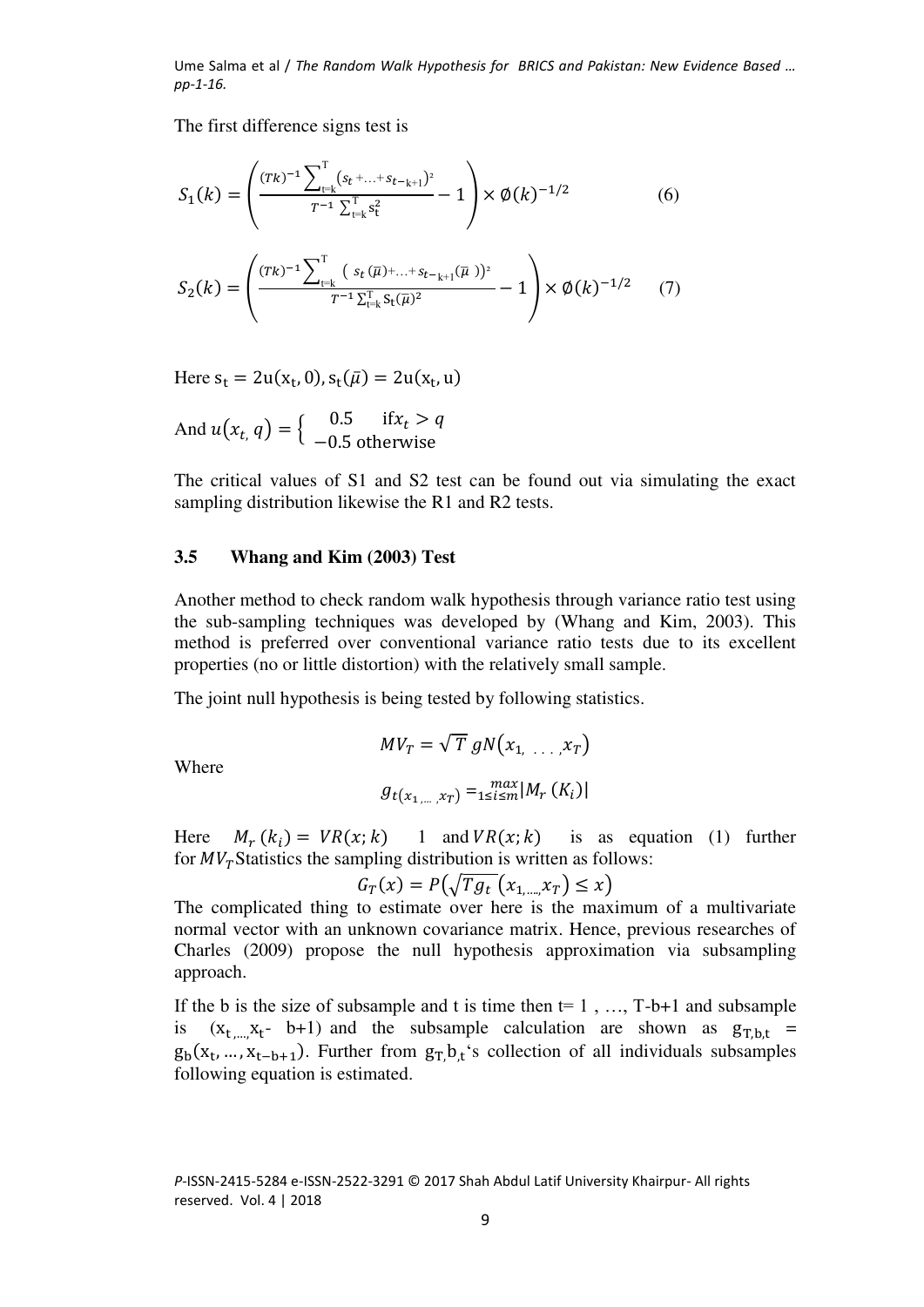The first difference signs test is

$$S_1(k) = \left( \frac{(Tk)^{-1} \sum_{t=k}^{T} (s_t + \ldots + s_{t-k+1})^2}{T^{-1} \sum_{t=k}^{T} s_t^2} - 1 \right) \times \emptyset(k)^{-1/2} \qquad (6)$$

$$S_2(k) = \left( \frac{(Tk)^{-1} \sum_{t=k}^{T} ( s_t(\bar{\mu}) + \ldots + s_{t-k+1}(\bar{\mu}) )^2}{T^{-1} \sum_{t=k}^{T} s_t(\bar{\mu})^2} - 1 \right) \times \emptyset(k)^{-1/2} \qquad (7)$$

Here $s_t = 2u(x_t, 0), s_t(\bar{\mu}) = 2u(x_t, u)$

And $u(x_t, q) = \begin{cases} 0.5 & \text{if} x_t > q \\ -0.5 & \text{otherwise} \end{cases}$

The critical values of S1 and S2 test can be found out via simulating the exact sampling distribution likewise the R1 and R2 tests.

### 3.5 Whang and Kim (2003) Test

Another method to check random walk hypothesis through variance ratio test using the sub-sampling techniques was developed by (Whang and Kim, 2003). This method is preferred over conventional variance ratio tests due to its excellent properties (no or little distortion) with the relatively small sample.

The joint null hypothesis is being tested by following statistics.

$$MV_T = \sqrt{T}\, gN(x_1, \ldots, x_T)$$

Where

$$g_{t(x_1, \ldots, x_T)} = \max_{1 \le i \le m} |M_r(K_i)|$$

Here $M_r(k_i) = VR(x; k)$ 1 and $VR(x; k)$ is as equation (1) further for $MV_T$ Statistics the sampling distribution is written as follows:

$$G_T(x) = P\left(\sqrt{T g_t}\,(x_{1, \ldots, x_T}) \le x\right)$$

The complicated thing to estimate over here is the maximum of a multivariate normal vector with an unknown covariance matrix. Hence, previous researches of Charles (2009) propose the null hypothesis approximation via subsampling approach.

If the b is the size of subsample and t is time then t= 1 , …, T-b+1 and subsample is $(x_{t, \ldots,} x_t\text{- } b+1)$ and the subsample calculation are shown as $g_{T,b,t} = g_b(x_t, \ldots, x_{t-b+1})$. Further from $g_{T,}b_{,t}$'s collection of all individuals subsamples following equation is estimated.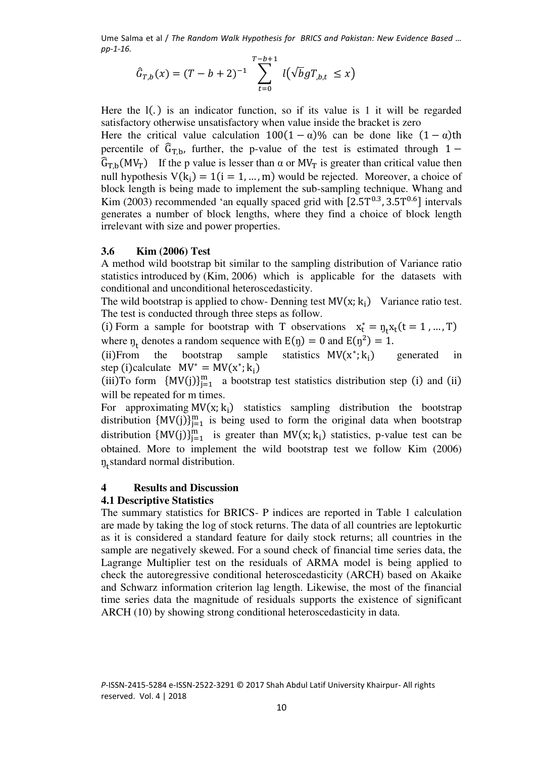$$\hat{G}_{T,b}(x) = (T-b+2)^{-1} \sum_{t=0}^{T-b+1} l\left(\sqrt{b}gT_{,b,t} \leq x\right)$$

Here the $l(.)$ is an indicator function, so if its value is 1 it will be regarded satisfactory otherwise unsatisfactory when value inside the bracket is zero

Here the critical value calculation $100(1-\alpha)\%$ can be done like $(1-\alpha)$th percentile of $\widehat{G}_{T,b}$, further, the p-value of the test is estimated through $1 - \widehat{G}_{T,b}(MV_T)$ If the p value is lesser than $\alpha$ or $MV_T$ is greater than critical value then null hypothesis $V(k_i) = 1 (i = 1, \ldots, m)$ would be rejected. Moreover, a choice of block length is being made to implement the sub-sampling technique. Whang and Kim (2003) recommended 'an equally spaced grid with $[2.5T^{0.3}, 3.5T^{0.6}]$ intervals generates a number of block lengths, where they find a choice of block length irrelevant with size and power properties.

### 3.6 Kim (2006) Test

A method wild bootstrap bit similar to the sampling distribution of Variance ratio statistics introduced by (Kim, 2006) which is applicable for the datasets with conditional and unconditional heteroscedasticity.

The wild bootstrap is applied to chow- Denning test $MV(x; k_i)$ Variance ratio test. The test is conducted through three steps as follow.

(i) Form a sample for bootstrap with T observations $x_t^* = \eta_t x_t (t = 1, \ldots, T)$ where $\eta_t$ denotes a random sequence with $E(\eta) = 0$ and $E(\eta^2) = 1$.

(ii)From the bootstrap sample statistics $MV(x^*; k_i)$ generated in step (i)calculate $MV^* = MV(x^*; k_i)$

(iii)To form $\{MV(j)\}_{j=1}^{m}$ a bootstrap test statistics distribution step (i) and (ii) will be repeated for m times.

For approximating $MV(x; k_i)$ statistics sampling distribution the bootstrap distribution $\{MV(j)\}_{j=1}^{m}$ is being used to form the original data when bootstrap distribution $\{MV(j)\}_{j=1}^{m}$ is greater than $MV(x; k_i)$ statistics, p-value test can be obtained. More to implement the wild bootstrap test we follow Kim (2006) $\eta_t$ standard normal distribution.

## 4 Results and Discussion

### 4.1 Descriptive Statistics

The summary statistics for BRICS- P indices are reported in Table 1 calculation are made by taking the log of stock returns. The data of all countries are leptokurtic as it is considered a standard feature for daily stock returns; all countries in the sample are negatively skewed. For a sound check of financial time series data, the Lagrange Multiplier test on the residuals of ARMA model is being applied to check the autoregressive conditional heteroscedasticity (ARCH) based on Akaike and Schwarz information criterion lag length. Likewise, the most of the financial time series data the magnitude of residuals supports the existence of significant ARCH (10) by showing strong conditional heteroscedasticity in data.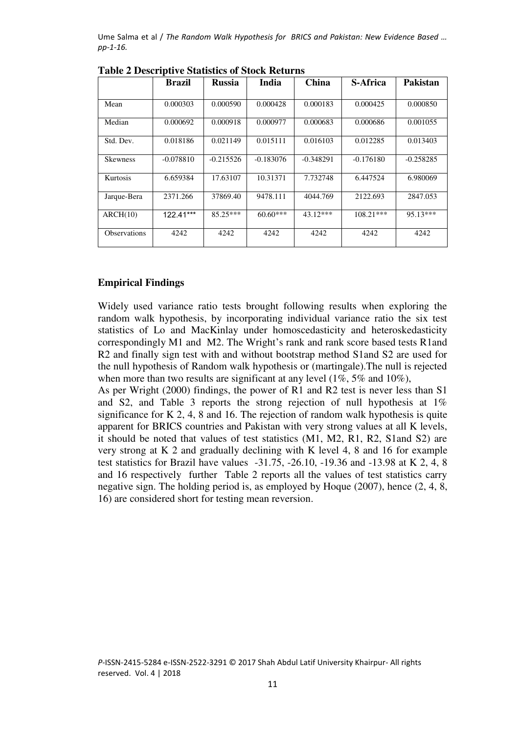**Table 2 Descriptive Statistics of Stock Returns**

| | Brazil | Russia | India | China | S-Africa | Pakistan |
|---|---|---|---|---|---|---|
| Mean | 0.000303 | 0.000590 | 0.000428 | 0.000183 | 0.000425 | 0.000850 |
| Median | 0.000692 | 0.000918 | 0.000977 | 0.000683 | 0.000686 | 0.001055 |
| Std. Dev. | 0.018186 | 0.021149 | 0.015111 | 0.016103 | 0.012285 | 0.013403 |
| Skewness | -0.078810 | -0.215526 | -0.183076 | -0.348291 | -0.176180 | -0.258285 |
| Kurtosis | 6.659384 | 17.63107 | 10.31371 | 7.732748 | 6.447524 | 6.980069 |
| Jarque-Bera | 2371.266 | 37869.40 | 9478.111 | 4044.769 | 2122.693 | 2847.053 |
| ARCH(10) | 122.41*** | 85.25*** | 60.60*** | 43.12*** | 108.21*** | 95.13*** |
| Observations | 4242 | 4242 | 4242 | 4242 | 4242 | 4242 |

## Empirical Findings

Widely used variance ratio tests brought following results when exploring the random walk hypothesis, by incorporating individual variance ratio the six test statistics of Lo and MacKinlay under homoscedasticity and heteroskedasticity correspondingly M1 and M2. The Wright's rank and rank score based tests R1and R2 and finally sign test with and without bootstrap method S1and S2 are used for the null hypothesis of Random walk hypothesis or (martingale).The null is rejected when more than two results are significant at any level (1%, 5% and 10%),

As per Wright (2000) findings, the power of R1 and R2 test is never less than S1 and S2, and Table 3 reports the strong rejection of null hypothesis at 1% significance for K 2, 4, 8 and 16. The rejection of random walk hypothesis is quite apparent for BRICS countries and Pakistan with very strong values at all K levels, it should be noted that values of test statistics (M1, M2, R1, R2, S1and S2) are very strong at K 2 and gradually declining with K level 4, 8 and 16 for example test statistics for Brazil have values -31.75, -26.10, -19.36 and -13.98 at K 2, 4, 8 and 16 respectively further Table 2 reports all the values of test statistics carry negative sign. The holding period is, as employed by Hoque (2007), hence (2, 4, 8, 16) are considered short for testing mean reversion.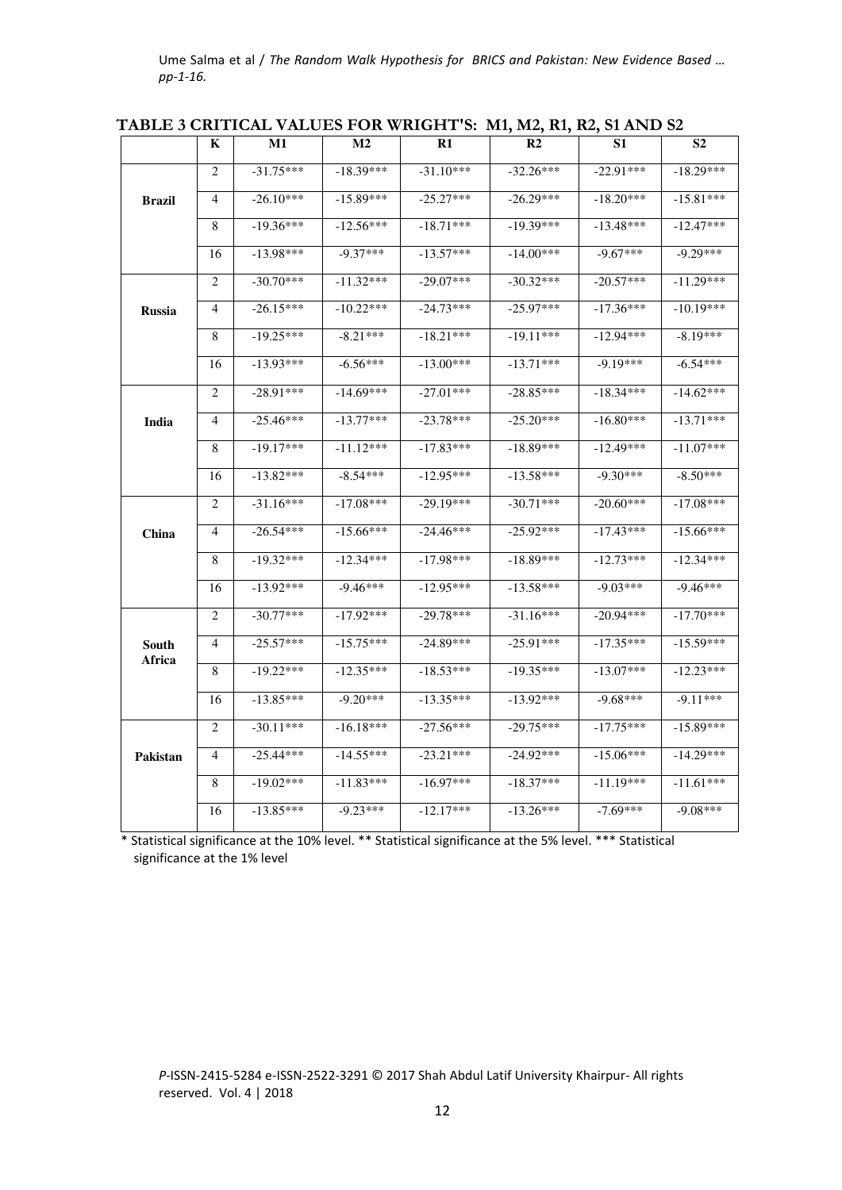**TABLE 3 CRITICAL VALUES FOR WRIGHT'S: M1, M2, R1, R2, S1 AND S2**

| | K | M1 | M2 | R1 | R2 | S1 | S2 |
|---|---|---|---|---|---|---|---|
| **Brazil** | 2 | -31.75*** | -18.39*** | -31.10*** | -32.26*** | -22.91*** | -18.29*** |
| | 4 | -26.10*** | -15.89*** | -25.27*** | -26.29*** | -18.20*** | -15.81*** |
| | 8 | -19.36*** | -12.56*** | -18.71*** | -19.39*** | -13.48*** | -12.47*** |
| | 16 | -13.98*** | -9.37*** | -13.57*** | -14.00*** | -9.67*** | -9.29*** |
| **Russia** | 2 | -30.70*** | -11.32*** | -29.07*** | -30.32*** | -20.57*** | -11.29*** |
| | 4 | -26.15*** | -10.22*** | -24.73*** | -25.97*** | -17.36*** | -10.19*** |
| | 8 | -19.25*** | -8.21*** | -18.21*** | -19.11*** | -12.94*** | -8.19*** |
| | 16 | -13.93*** | -6.56*** | -13.00*** | -13.71*** | -9.19*** | -6.54*** |
| **India** | 2 | -28.91*** | -14.69*** | -27.01*** | -28.85*** | -18.34*** | -14.62*** |
| | 4 | -25.46*** | -13.77*** | -23.78*** | -25.20*** | -16.80*** | -13.71*** |
| | 8 | -19.17*** | -11.12*** | -17.83*** | -18.89*** | -12.49*** | -11.07*** |
| | 16 | -13.82*** | -8.54*** | -12.95*** | -13.58*** | -9.30*** | -8.50*** |
| **China** | 2 | -31.16*** | -17.08*** | -29.19*** | -30.71*** | -20.60*** | -17.08*** |
| | 4 | -26.54*** | -15.66*** | -24.46*** | -25.92*** | -17.43*** | -15.66*** |
| | 8 | -19.32*** | -12.34*** | -17.98*** | -18.89*** | -12.73*** | -12.34*** |
| | 16 | -13.92*** | -9.46*** | -12.95*** | -13.58*** | -9.03*** | -9.46*** |
| **South Africa** | 2 | -30.77*** | -17.92*** | -29.78*** | -31.16*** | -20.94*** | -17.70*** |
| | 4 | -25.57*** | -15.75*** | -24.89*** | -25.91*** | -17.35*** | -15.59*** |
| | 8 | -19.22*** | -12.35*** | -18.53*** | -19.35*** | -13.07*** | -12.23*** |
| | 16 | -13.85*** | -9.20*** | -13.35*** | -13.92*** | -9.68*** | -9.11*** |
| **Pakistan** | 2 | -30.11*** | -16.18*** | -27.56*** | -29.75*** | -17.75*** | -15.89*** |
| | 4 | -25.44*** | -14.55*** | -23.21*** | -24.92*** | -15.06*** | -14.29*** |
| | 8 | -19.02*** | -11.83*** | -16.97*** | -18.37*** | -11.19*** | -11.61*** |
| | 16 | -13.85*** | -9.23*** | -12.17*** | -13.26*** | -7.69*** | -9.08*** |

* Statistical significance at the 10% level. ** Statistical significance at the 5% level. *** Statistical significance at the 1% level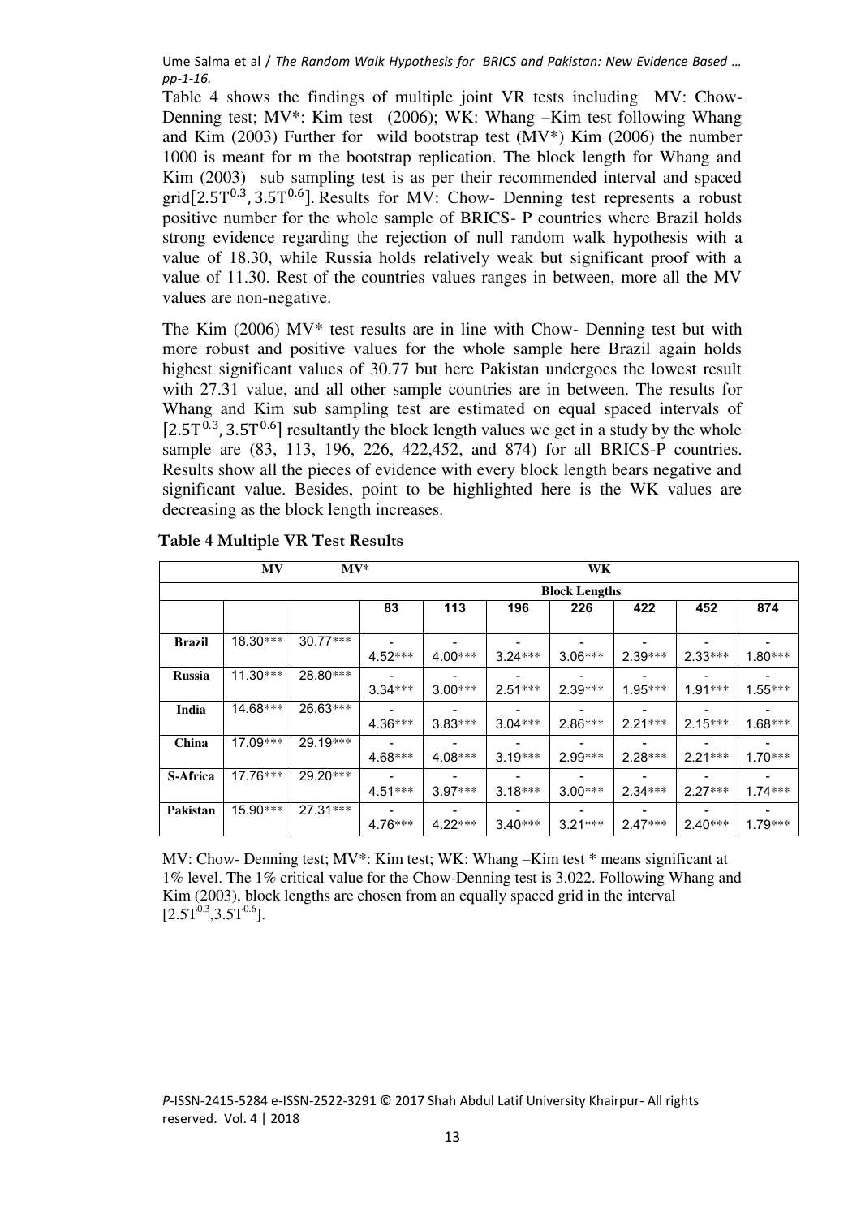Table 4 shows the findings of multiple joint VR tests including MV: Chow-Denning test; MV*: Kim test (2006); WK: Whang –Kim test following Whang and Kim (2003) Further for wild bootstrap test (MV*) Kim (2006) the number 1000 is meant for m the bootstrap replication. The block length for Whang and Kim (2003) sub sampling test is as per their recommended interval and spaced grid$[2.5T^{0.3}, 3.5T^{0.6}]$. Results for MV: Chow- Denning test represents a robust positive number for the whole sample of BRICS- P countries where Brazil holds strong evidence regarding the rejection of null random walk hypothesis with a value of 18.30, while Russia holds relatively weak but significant proof with a value of 11.30. Rest of the countries values ranges in between, more all the MV values are non-negative.

The Kim (2006) MV* test results are in line with Chow- Denning test but with more robust and positive values for the whole sample here Brazil again holds highest significant values of 30.77 but here Pakistan undergoes the lowest result with 27.31 value, and all other sample countries are in between. The results for Whang and Kim sub sampling test are estimated on equal spaced intervals of $[2.5T^{0.3}, 3.5T^{0.6}]$ resultantly the block length values we get in a study by the whole sample are (83, 113, 196, 226, 422,452, and 874) for all BRICS-P countries. Results show all the pieces of evidence with every block length bears negative and significant value. Besides, point to be highlighted here is the WK values are decreasing as the block length increases.

**Table 4 Multiple VR Test Results**

| | MV | MV* | WK | | | | | | |
|---|---|---|---|---|---|---|---|---|---|
| | | | Block Lengths | | | | | | |
| | | | 83 | 113 | 196 | 226 | 422 | 452 | 874 |
| **Brazil** | 18.30*** | 30.77*** | -4.52*** | -4.00*** | -3.24*** | -3.06*** | -2.39*** | -2.33*** | -1.80*** |
| **Russia** | 11.30*** | 28.80*** | -3.34*** | -3.00*** | -2.51*** | -2.39*** | -1.95*** | -1.91*** | -1.55*** |
| **India** | 14.68*** | 26.63*** | -4.36*** | -3.83*** | -3.04*** | -2.86*** | -2.21*** | -2.15*** | -1.68*** |
| **China** | 17.09*** | 29.19*** | -4.68*** | -4.08*** | -3.19*** | -2.99*** | -2.28*** | -2.21*** | -1.70*** |
| **S-Africa** | 17.76*** | 29.20*** | -4.51*** | -3.97*** | -3.18*** | -3.00*** | -2.34*** | -2.27*** | -1.74*** |
| **Pakistan** | 15.90*** | 27.31*** | -4.76*** | -4.22*** | -3.40*** | -3.21*** | -2.47*** | -2.40*** | -1.79*** |

MV: Chow- Denning test; MV*: Kim test; WK: Whang –Kim test * means significant at 1% level. The 1% critical value for the Chow-Denning test is 3.022. Following Whang and Kim (2003), block lengths are chosen from an equally spaced grid in the interval $[2.5T^{0.3}, 3.5T^{0.6}]$.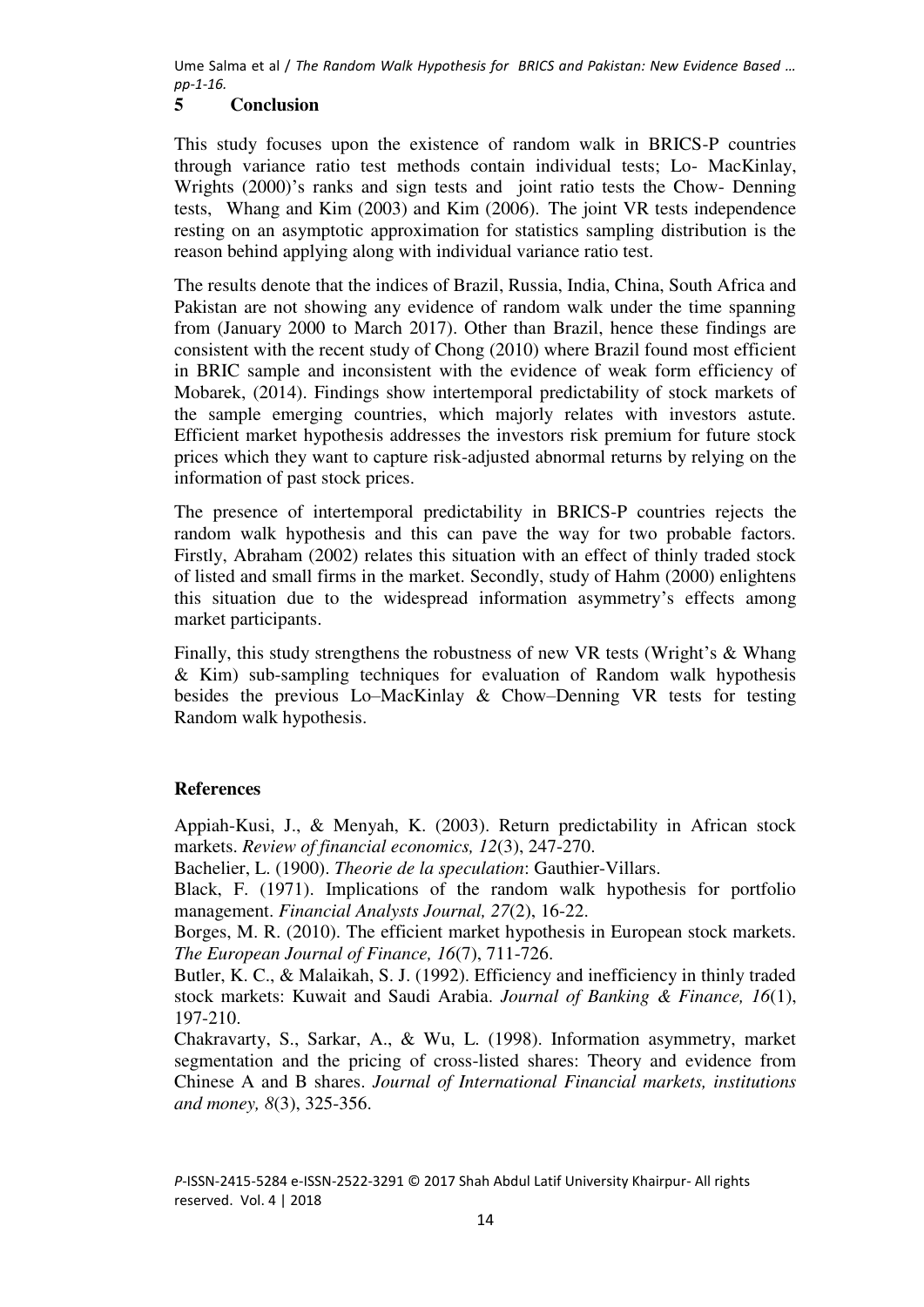## 5 Conclusion

This study focuses upon the existence of random walk in BRICS-P countries through variance ratio test methods contain individual tests; Lo- MacKinlay, Wrights (2000)'s ranks and sign tests and joint ratio tests the Chow- Denning tests, Whang and Kim (2003) and Kim (2006). The joint VR tests independence resting on an asymptotic approximation for statistics sampling distribution is the reason behind applying along with individual variance ratio test.

The results denote that the indices of Brazil, Russia, India, China, South Africa and Pakistan are not showing any evidence of random walk under the time spanning from (January 2000 to March 2017). Other than Brazil, hence these findings are consistent with the recent study of Chong (2010) where Brazil found most efficient in BRIC sample and inconsistent with the evidence of weak form efficiency of Mobarek, (2014). Findings show intertemporal predictability of stock markets of the sample emerging countries, which majorly relates with investors astute. Efficient market hypothesis addresses the investors risk premium for future stock prices which they want to capture risk-adjusted abnormal returns by relying on the information of past stock prices.

The presence of intertemporal predictability in BRICS-P countries rejects the random walk hypothesis and this can pave the way for two probable factors. Firstly, Abraham (2002) relates this situation with an effect of thinly traded stock of listed and small firms in the market. Secondly, study of Hahm (2000) enlightens this situation due to the widespread information asymmetry's effects among market participants.

Finally, this study strengthens the robustness of new VR tests (Wright's & Whang & Kim) sub-sampling techniques for evaluation of Random walk hypothesis besides the previous Lo–MacKinlay & Chow–Denning VR tests for testing Random walk hypothesis.

## References

Appiah-Kusi, J., & Menyah, K. (2003). Return predictability in African stock markets. *Review of financial economics, 12*(3), 247-270.

Bachelier, L. (1900). *Theorie de la speculation*: Gauthier-Villars.

Black, F. (1971). Implications of the random walk hypothesis for portfolio management. *Financial Analysts Journal, 27*(2), 16-22.

Borges, M. R. (2010). The efficient market hypothesis in European stock markets. *The European Journal of Finance, 16*(7), 711-726.

Butler, K. C., & Malaikah, S. J. (1992). Efficiency and inefficiency in thinly traded stock markets: Kuwait and Saudi Arabia. *Journal of Banking & Finance, 16*(1), 197-210.

Chakravarty, S., Sarkar, A., & Wu, L. (1998). Information asymmetry, market segmentation and the pricing of cross-listed shares: Theory and evidence from Chinese A and B shares. *Journal of International Financial markets, institutions and money, 8*(3), 325-356.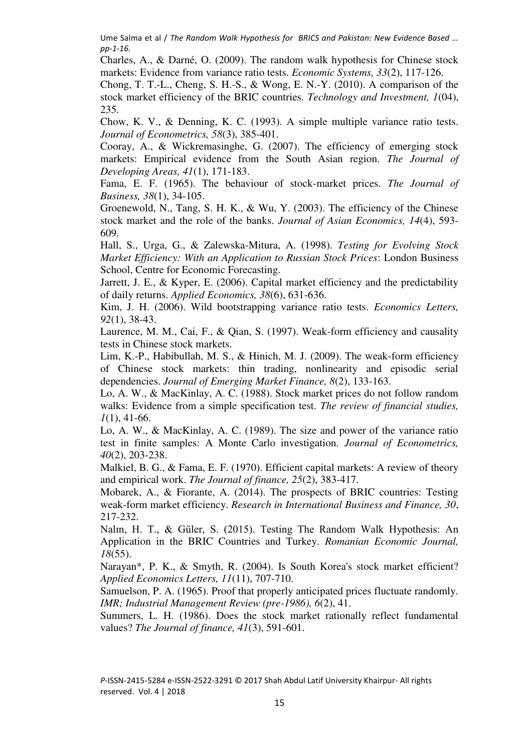Charles, A., & Darné, O. (2009). The random walk hypothesis for Chinese stock markets: Evidence from variance ratio tests. *Economic Systems, 33*(2), 117-126.

Chong, T. T.-L., Cheng, S. H.-S., & Wong, E. N.-Y. (2010). A comparison of the stock market efficiency of the BRIC countries. *Technology and Investment, 1*(04), 235.

Chow, K. V., & Denning, K. C. (1993). A simple multiple variance ratio tests. *Journal of Econometrics, 58*(3), 385-401.

Cooray, A., & Wickremasinghe, G. (2007). The efficiency of emerging stock markets: Empirical evidence from the South Asian region. *The Journal of Developing Areas, 41*(1), 171-183.

Fama, E. F. (1965). The behaviour of stock-market prices. *The Journal of Business, 38*(1), 34-105.

Groenewold, N., Tang, S. H. K., & Wu, Y. (2003). The efficiency of the Chinese stock market and the role of the banks. *Journal of Asian Economics, 14*(4), 593-609.

Hall, S., Urga, G., & Zalewska-Mitura, A. (1998). *Testing for Evolving Stock Market Efficiency: With an Application to Russian Stock Prices*: London Business School, Centre for Economic Forecasting.

Jarrett, J. E., & Kyper, E. (2006). Capital market efficiency and the predictability of daily returns. *Applied Economics, 38*(6), 631-636.

Kim, J. H. (2006). Wild bootstrapping variance ratio tests. *Economics Letters, 92*(1), 38-43.

Laurence, M. M., Cai, F., & Qian, S. (1997). Weak-form efficiency and causality tests in Chinese stock markets.

Lim, K.-P., Habibullah, M. S., & Hinich, M. J. (2009). The weak-form efficiency of Chinese stock markets: thin trading, nonlinearity and episodic serial dependencies. *Journal of Emerging Market Finance, 8*(2), 133-163.

Lo, A. W., & MacKinlay, A. C. (1988). Stock market prices do not follow random walks: Evidence from a simple specification test. *The review of financial studies, 1*(1), 41-66.

Lo, A. W., & MacKinlay, A. C. (1989). The size and power of the variance ratio test in finite samples: A Monte Carlo investigation. *Journal of Econometrics, 40*(2), 203-238.

Malkiel, B. G., & Fama, E. F. (1970). Efficient capital markets: A review of theory and empirical work. *The Journal of finance, 25*(2), 383-417.

Mobarek, A., & Fiorante, A. (2014). The prospects of BRIC countries: Testing weak-form market efficiency. *Research in International Business and Finance, 30*, 217-232.

Nalın, H. T., & Güler, S. (2015). Testing The Random Walk Hypothesis: An Application in the BRIC Countries and Turkey. *Romanian Economic Journal, 18*(55).

Narayan*, P. K., & Smyth, R. (2004). Is South Korea's stock market efficient? *Applied Economics Letters, 11*(11), 707-710.

Samuelson, P. A. (1965). Proof that properly anticipated prices fluctuate randomly. *IMR; Industrial Management Review (pre-1986), 6*(2), 41.

Summers, L. H. (1986). Does the stock market rationally reflect fundamental values? *The Journal of finance, 41*(3), 591-601.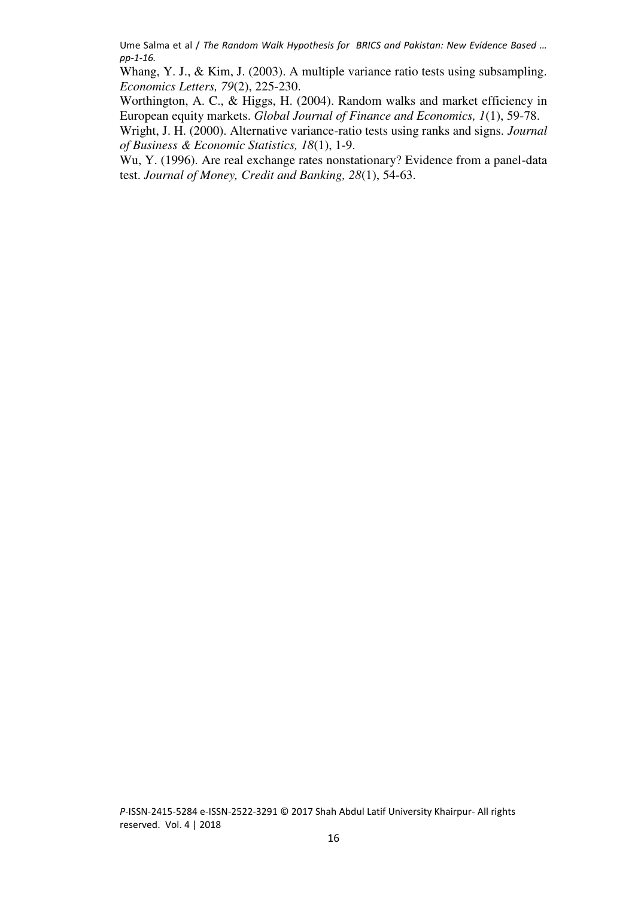Whang, Y. J., & Kim, J. (2003). A multiple variance ratio tests using subsampling. *Economics Letters, 79*(2), 225-230.

Worthington, A. C., & Higgs, H. (2004). Random walks and market efficiency in European equity markets. *Global Journal of Finance and Economics, 1*(1), 59-78.

Wright, J. H. (2000). Alternative variance-ratio tests using ranks and signs. *Journal of Business & Economic Statistics, 18*(1), 1-9.

Wu, Y. (1996). Are real exchange rates nonstationary? Evidence from a panel-data test. *Journal of Money, Credit and Banking, 28*(1), 54-63.